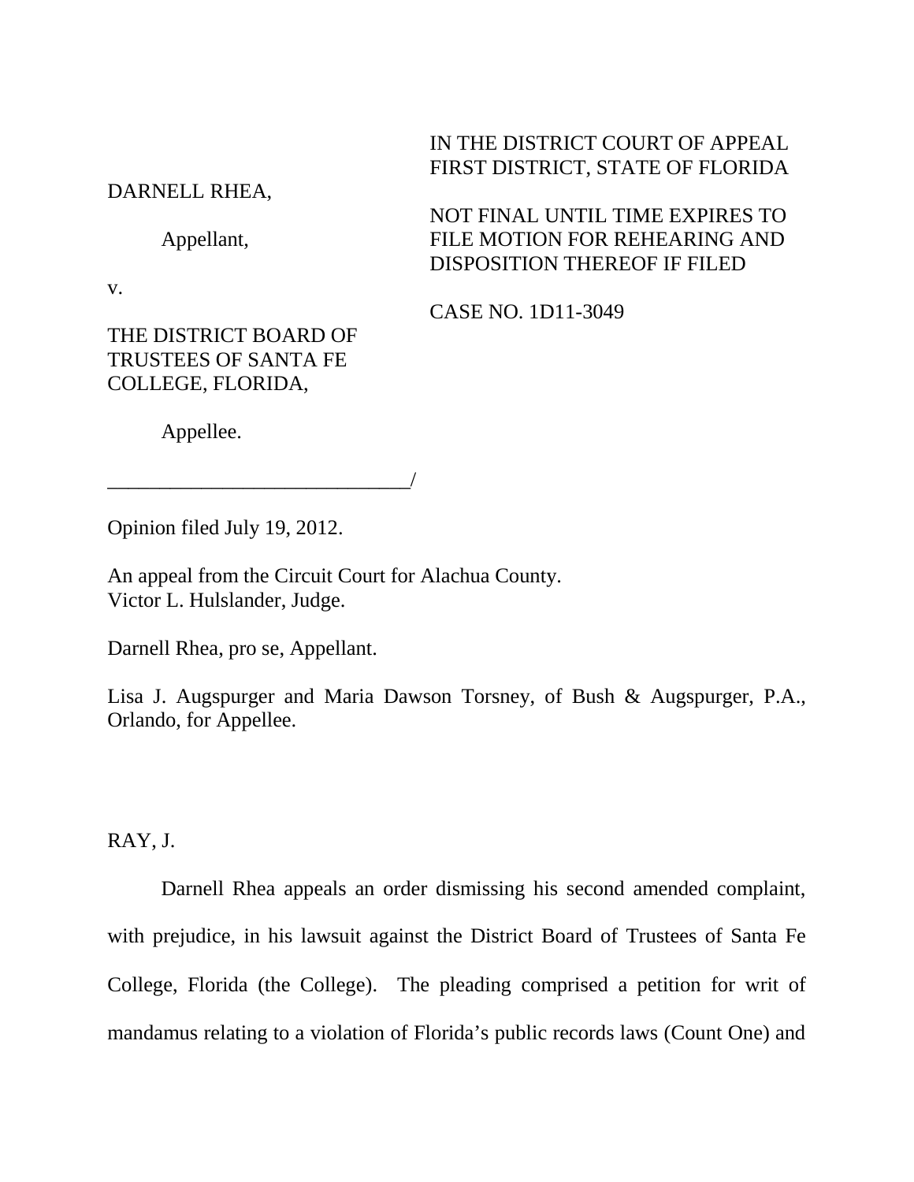IN THE DISTRICT COURT OF APPEAL
FIRST DISTRICT, STATE OF FLORIDA

DARNELL RHEA,

Appellant,

v.

THE DISTRICT BOARD OF TRUSTEES OF SANTA FE COLLEGE, FLORIDA,

Appellee.

_____________________________/

NOT FINAL UNTIL TIME EXPIRES TO FILE MOTION FOR REHEARING AND DISPOSITION THEREOF IF FILED

CASE NO. 1D11-3049

Opinion filed July 19, 2012.

An appeal from the Circuit Court for Alachua County.
Victor L. Hulslander, Judge.

Darnell Rhea, pro se, Appellant.

Lisa J. Augspurger and Maria Dawson Torsney, of Bush & Augspurger, P.A., Orlando, for Appellee.

RAY, J.

Darnell Rhea appeals an order dismissing his second amended complaint, with prejudice, in his lawsuit against the District Board of Trustees of Santa Fe College, Florida (the College). The pleading comprised a petition for writ of mandamus relating to a violation of Florida's public records laws (Count One) and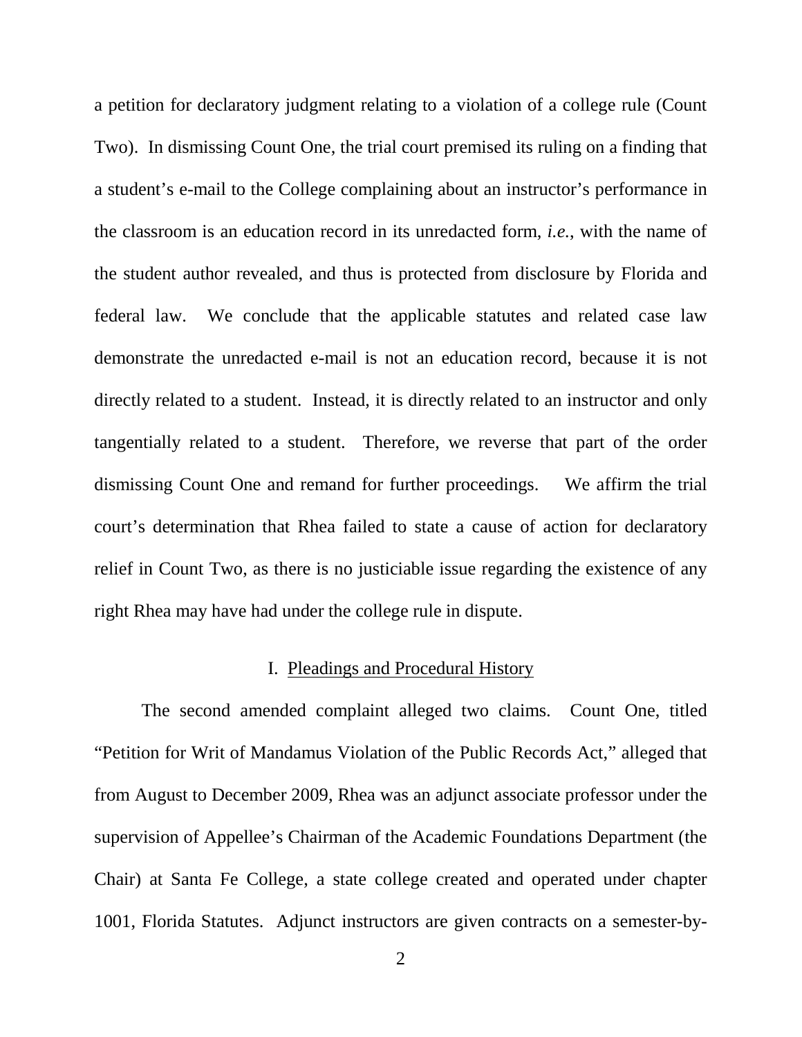a petition for declaratory judgment relating to a violation of a college rule (Count Two). In dismissing Count One, the trial court premised its ruling on a finding that a student's e-mail to the College complaining about an instructor's performance in the classroom is an education record in its unredacted form, *i.e.*, with the name of the student author revealed, and thus is protected from disclosure by Florida and federal law. We conclude that the applicable statutes and related case law demonstrate the unredacted e-mail is not an education record, because it is not directly related to a student. Instead, it is directly related to an instructor and only tangentially related to a student. Therefore, we reverse that part of the order dismissing Count One and remand for further proceedings. We affirm the trial court's determination that Rhea failed to state a cause of action for declaratory relief in Count Two, as there is no justiciable issue regarding the existence of any right Rhea may have had under the college rule in dispute.

## I. Pleadings and Procedural History

The second amended complaint alleged two claims. Count One, titled "Petition for Writ of Mandamus Violation of the Public Records Act," alleged that from August to December 2009, Rhea was an adjunct associate professor under the supervision of Appellee's Chairman of the Academic Foundations Department (the Chair) at Santa Fe College, a state college created and operated under chapter 1001, Florida Statutes. Adjunct instructors are given contracts on a semester-by-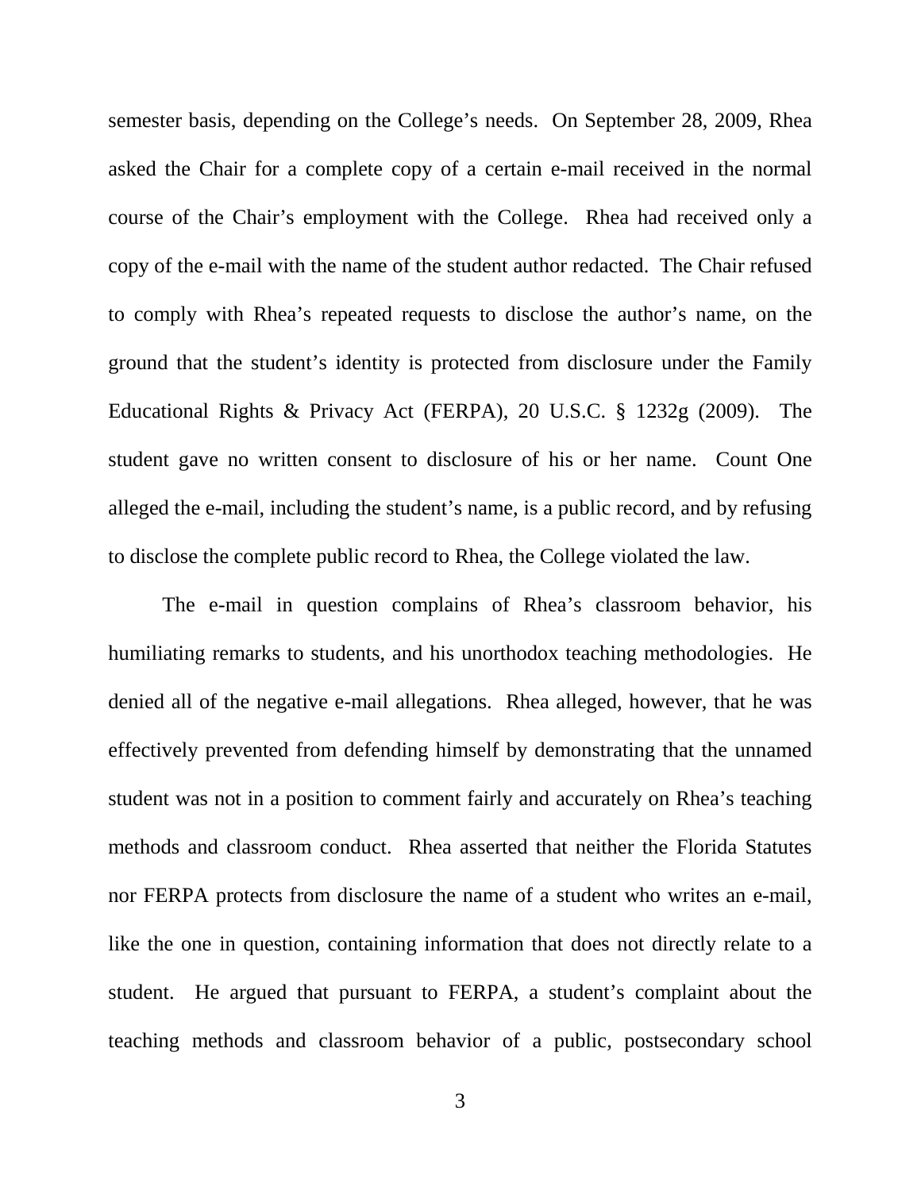semester basis, depending on the College's needs. On September 28, 2009, Rhea asked the Chair for a complete copy of a certain e-mail received in the normal course of the Chair's employment with the College. Rhea had received only a copy of the e-mail with the name of the student author redacted. The Chair refused to comply with Rhea's repeated requests to disclose the author's name, on the ground that the student's identity is protected from disclosure under the Family Educational Rights & Privacy Act (FERPA), 20 U.S.C. § 1232g (2009). The student gave no written consent to disclosure of his or her name. Count One alleged the e-mail, including the student's name, is a public record, and by refusing to disclose the complete public record to Rhea, the College violated the law.

The e-mail in question complains of Rhea's classroom behavior, his humiliating remarks to students, and his unorthodox teaching methodologies. He denied all of the negative e-mail allegations. Rhea alleged, however, that he was effectively prevented from defending himself by demonstrating that the unnamed student was not in a position to comment fairly and accurately on Rhea's teaching methods and classroom conduct. Rhea asserted that neither the Florida Statutes nor FERPA protects from disclosure the name of a student who writes an e-mail, like the one in question, containing information that does not directly relate to a student. He argued that pursuant to FERPA, a student's complaint about the teaching methods and classroom behavior of a public, postsecondary school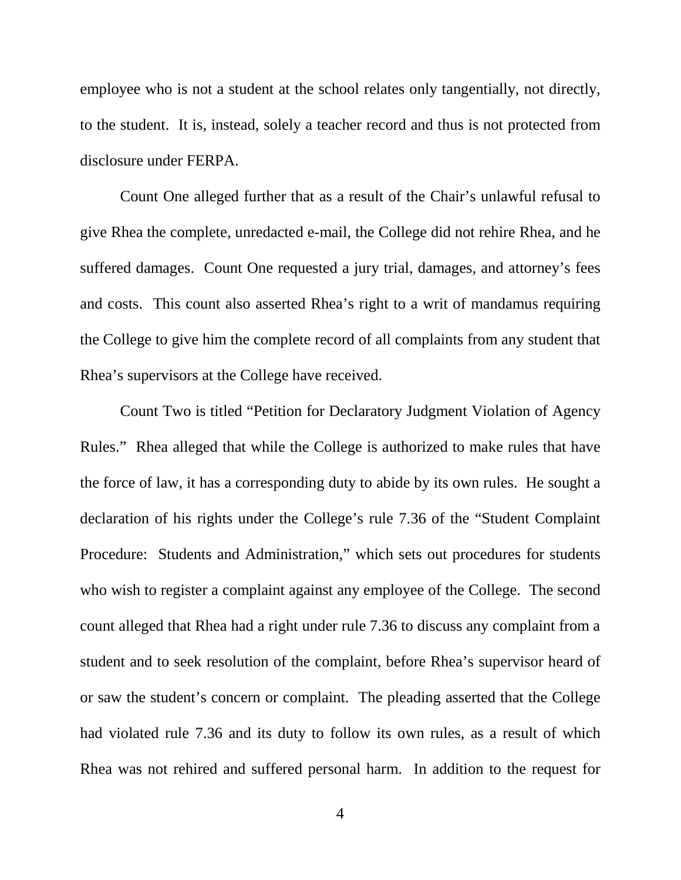employee who is not a student at the school relates only tangentially, not directly, to the student. It is, instead, solely a teacher record and thus is not protected from disclosure under FERPA.

Count One alleged further that as a result of the Chair's unlawful refusal to give Rhea the complete, unredacted e-mail, the College did not rehire Rhea, and he suffered damages. Count One requested a jury trial, damages, and attorney's fees and costs. This count also asserted Rhea's right to a writ of mandamus requiring the College to give him the complete record of all complaints from any student that Rhea's supervisors at the College have received.

Count Two is titled "Petition for Declaratory Judgment Violation of Agency Rules." Rhea alleged that while the College is authorized to make rules that have the force of law, it has a corresponding duty to abide by its own rules. He sought a declaration of his rights under the College's rule 7.36 of the "Student Complaint Procedure: Students and Administration," which sets out procedures for students who wish to register a complaint against any employee of the College. The second count alleged that Rhea had a right under rule 7.36 to discuss any complaint from a student and to seek resolution of the complaint, before Rhea's supervisor heard of or saw the student's concern or complaint. The pleading asserted that the College had violated rule 7.36 and its duty to follow its own rules, as a result of which Rhea was not rehired and suffered personal harm. In addition to the request for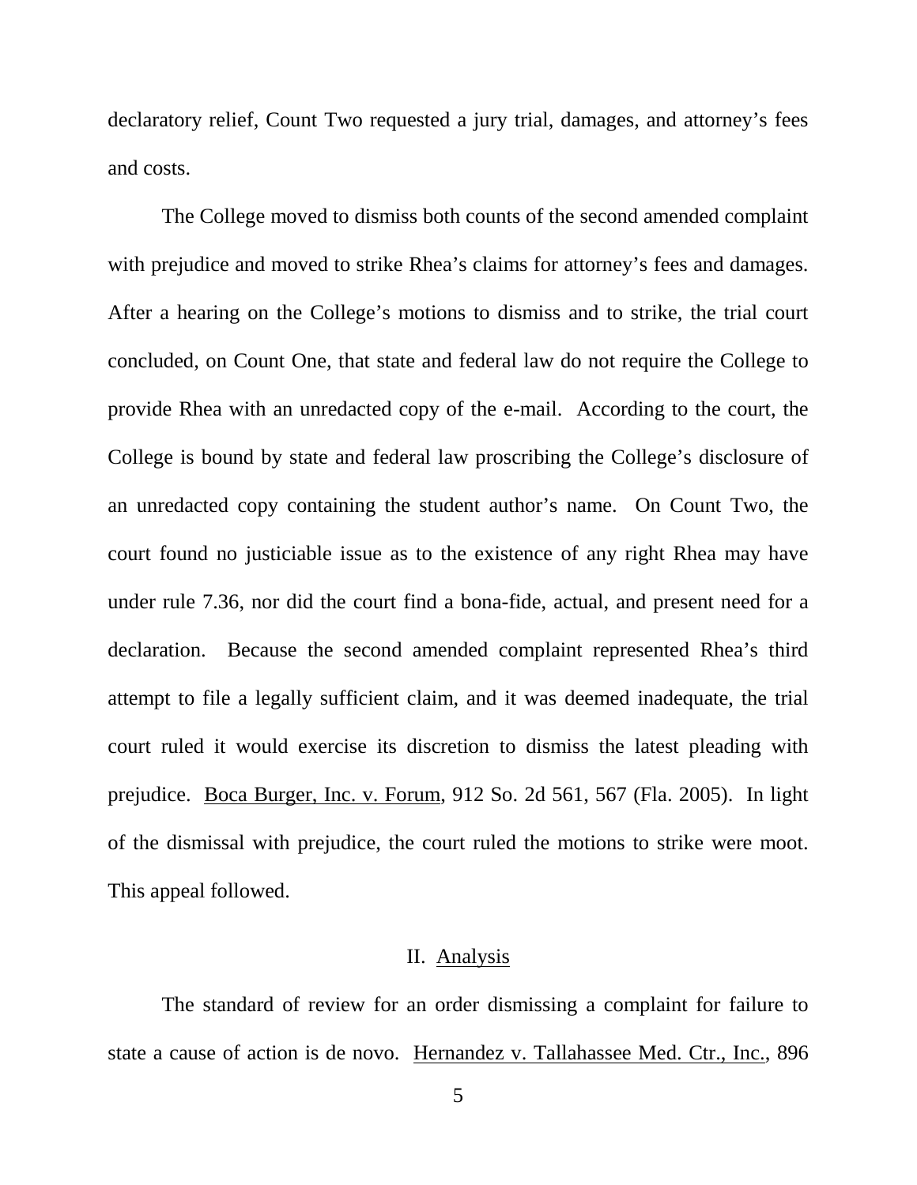declaratory relief, Count Two requested a jury trial, damages, and attorney's fees and costs.

The College moved to dismiss both counts of the second amended complaint with prejudice and moved to strike Rhea's claims for attorney's fees and damages. After a hearing on the College's motions to dismiss and to strike, the trial court concluded, on Count One, that state and federal law do not require the College to provide Rhea with an unredacted copy of the e-mail. According to the court, the College is bound by state and federal law proscribing the College's disclosure of an unredacted copy containing the student author's name. On Count Two, the court found no justiciable issue as to the existence of any right Rhea may have under rule 7.36, nor did the court find a bona-fide, actual, and present need for a declaration. Because the second amended complaint represented Rhea's third attempt to file a legally sufficient claim, and it was deemed inadequate, the trial court ruled it would exercise its discretion to dismiss the latest pleading with prejudice. Boca Burger, Inc. v. Forum, 912 So. 2d 561, 567 (Fla. 2005). In light of the dismissal with prejudice, the court ruled the motions to strike were moot. This appeal followed.

## II. Analysis

The standard of review for an order dismissing a complaint for failure to state a cause of action is de novo. Hernandez v. Tallahassee Med. Ctr., Inc., 896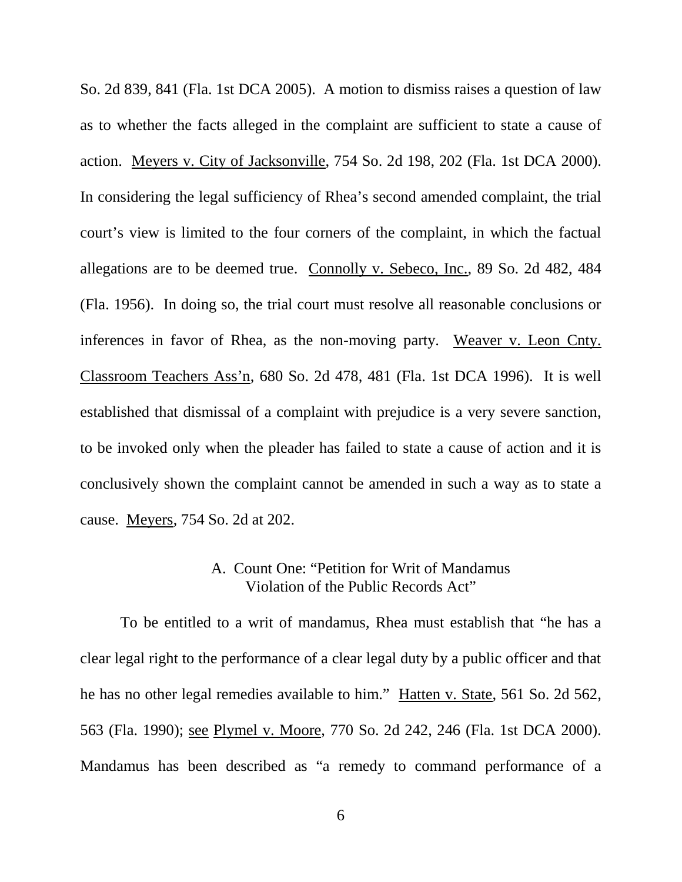So. 2d 839, 841 (Fla. 1st DCA 2005). A motion to dismiss raises a question of law as to whether the facts alleged in the complaint are sufficient to state a cause of action. Meyers v. City of Jacksonville, 754 So. 2d 198, 202 (Fla. 1st DCA 2000). In considering the legal sufficiency of Rhea's second amended complaint, the trial court's view is limited to the four corners of the complaint, in which the factual allegations are to be deemed true. Connolly v. Sebeco, Inc., 89 So. 2d 482, 484 (Fla. 1956). In doing so, the trial court must resolve all reasonable conclusions or inferences in favor of Rhea, as the non-moving party. Weaver v. Leon Cnty. Classroom Teachers Ass'n, 680 So. 2d 478, 481 (Fla. 1st DCA 1996). It is well established that dismissal of a complaint with prejudice is a very severe sanction, to be invoked only when the pleader has failed to state a cause of action and it is conclusively shown the complaint cannot be amended in such a way as to state a cause. Meyers, 754 So. 2d at 202.

### A. Count One: "Petition for Writ of Mandamus Violation of the Public Records Act"

To be entitled to a writ of mandamus, Rhea must establish that "he has a clear legal right to the performance of a clear legal duty by a public officer and that he has no other legal remedies available to him." Hatten v. State, 561 So. 2d 562, 563 (Fla. 1990); see Plymel v. Moore, 770 So. 2d 242, 246 (Fla. 1st DCA 2000). Mandamus has been described as "a remedy to command performance of a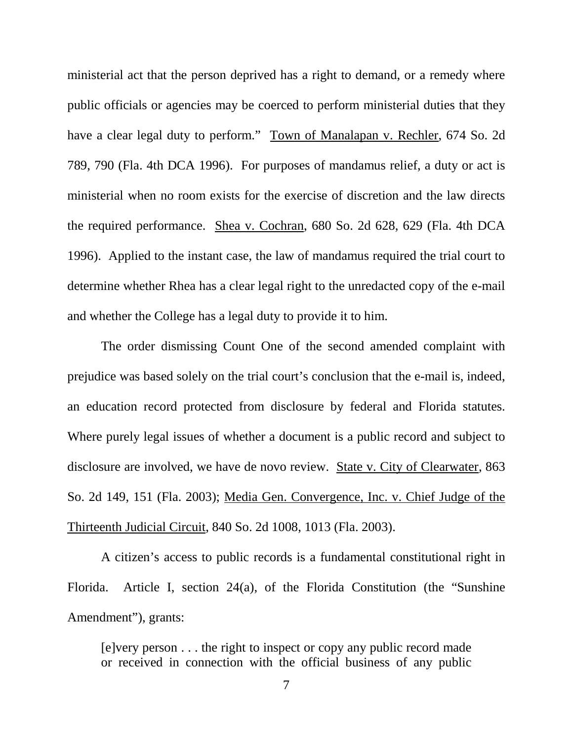ministerial act that the person deprived has a right to demand, or a remedy where public officials or agencies may be coerced to perform ministerial duties that they have a clear legal duty to perform." Town of Manalapan v. Rechler, 674 So. 2d 789, 790 (Fla. 4th DCA 1996). For purposes of mandamus relief, a duty or act is ministerial when no room exists for the exercise of discretion and the law directs the required performance. Shea v. Cochran, 680 So. 2d 628, 629 (Fla. 4th DCA 1996). Applied to the instant case, the law of mandamus required the trial court to determine whether Rhea has a clear legal right to the unredacted copy of the e-mail and whether the College has a legal duty to provide it to him.

The order dismissing Count One of the second amended complaint with prejudice was based solely on the trial court's conclusion that the e-mail is, indeed, an education record protected from disclosure by federal and Florida statutes. Where purely legal issues of whether a document is a public record and subject to disclosure are involved, we have de novo review. State v. City of Clearwater, 863 So. 2d 149, 151 (Fla. 2003); Media Gen. Convergence, Inc. v. Chief Judge of the Thirteenth Judicial Circuit, 840 So. 2d 1008, 1013 (Fla. 2003).

A citizen's access to public records is a fundamental constitutional right in Florida. Article I, section 24(a), of the Florida Constitution (the "Sunshine Amendment"), grants:

> [e]very person . . . the right to inspect or copy any public record made or received in connection with the official business of any public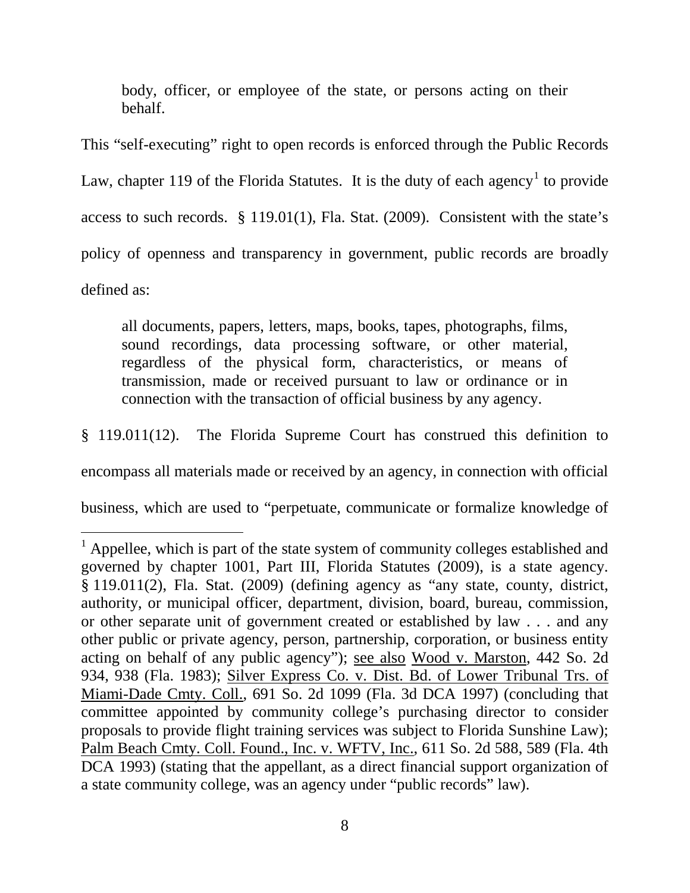> body, officer, or employee of the state, or persons acting on their behalf.

This "self-executing" right to open records is enforced through the Public Records Law, chapter 119 of the Florida Statutes. It is the duty of each agency[1] to provide access to such records. § 119.01(1), Fla. Stat. (2009). Consistent with the state's policy of openness and transparency in government, public records are broadly defined as:

> all documents, papers, letters, maps, books, tapes, photographs, films, sound recordings, data processing software, or other material, regardless of the physical form, characteristics, or means of transmission, made or received pursuant to law or ordinance or in connection with the transaction of official business by any agency.

§ 119.011(12). The Florida Supreme Court has construed this definition to encompass all materials made or received by an agency, in connection with official business, which are used to "perpetuate, communicate or formalize knowledge of

---

[1] Appellee, which is part of the state system of community colleges established and governed by chapter 1001, Part III, Florida Statutes (2009), is a state agency. § 119.011(2), Fla. Stat. (2009) (defining agency as "any state, county, district, authority, or municipal officer, department, division, board, bureau, commission, or other separate unit of government created or established by law . . . and any other public or private agency, person, partnership, corporation, or business entity acting on behalf of any public agency"); see also Wood v. Marston, 442 So. 2d 934, 938 (Fla. 1983); Silver Express Co. v. Dist. Bd. of Lower Tribunal Trs. of Miami-Dade Cmty. Coll., 691 So. 2d 1099 (Fla. 3d DCA 1997) (concluding that committee appointed by community college's purchasing director to consider proposals to provide flight training services was subject to Florida Sunshine Law); Palm Beach Cmty. Coll. Found., Inc. v. WFTV, Inc., 611 So. 2d 588, 589 (Fla. 4th DCA 1993) (stating that the appellant, as a direct financial support organization of a state community college, was an agency under "public records" law).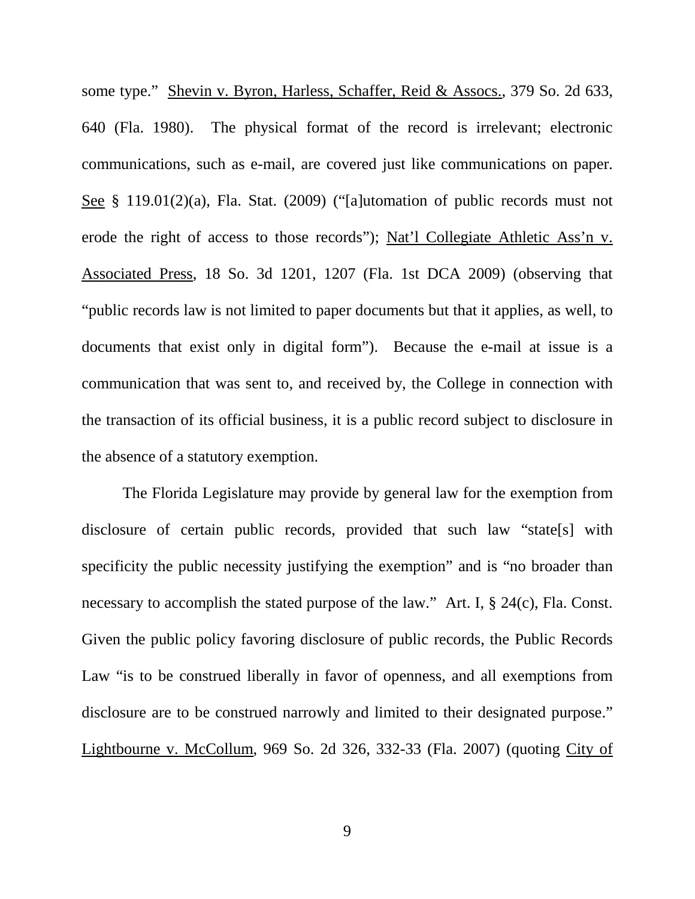some type." Shevin v. Byron, Harless, Schaffer, Reid & Assocs., 379 So. 2d 633, 640 (Fla. 1980). The physical format of the record is irrelevant; electronic communications, such as e-mail, are covered just like communications on paper. See § 119.01(2)(a), Fla. Stat. (2009) ("[a]utomation of public records must not erode the right of access to those records"); Nat'l Collegiate Athletic Ass'n v. Associated Press, 18 So. 3d 1201, 1207 (Fla. 1st DCA 2009) (observing that "public records law is not limited to paper documents but that it applies, as well, to documents that exist only in digital form"). Because the e-mail at issue is a communication that was sent to, and received by, the College in connection with the transaction of its official business, it is a public record subject to disclosure in the absence of a statutory exemption.

The Florida Legislature may provide by general law for the exemption from disclosure of certain public records, provided that such law "state[s] with specificity the public necessity justifying the exemption" and is "no broader than necessary to accomplish the stated purpose of the law." Art. I, § 24(c), Fla. Const. Given the public policy favoring disclosure of public records, the Public Records Law "is to be construed liberally in favor of openness, and all exemptions from disclosure are to be construed narrowly and limited to their designated purpose." Lightbourne v. McCollum, 969 So. 2d 326, 332-33 (Fla. 2007) (quoting City of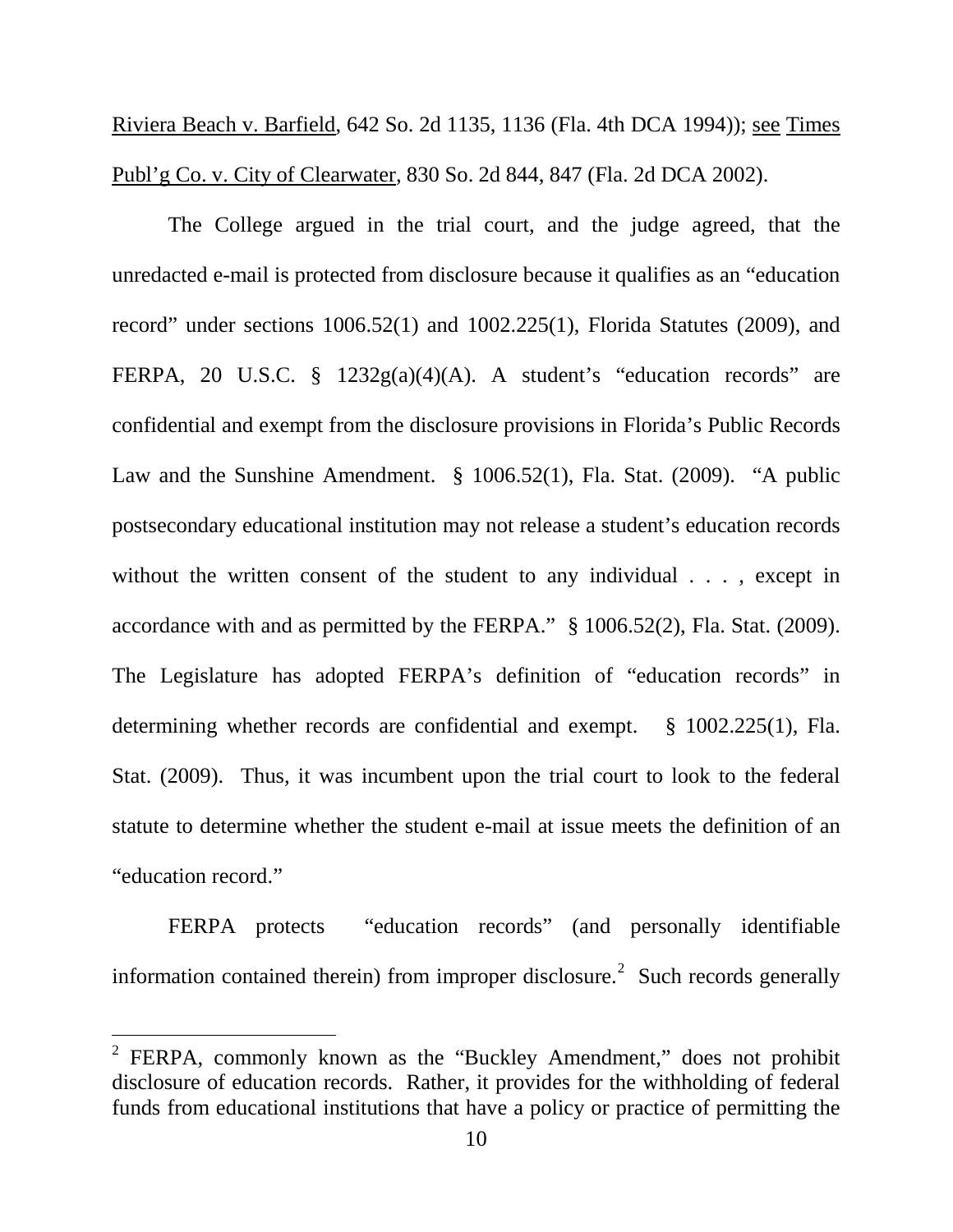Riviera Beach v. Barfield, 642 So. 2d 1135, 1136 (Fla. 4th DCA 1994)); see Times Publ'g Co. v. City of Clearwater, 830 So. 2d 844, 847 (Fla. 2d DCA 2002).

The College argued in the trial court, and the judge agreed, that the unredacted e-mail is protected from disclosure because it qualifies as an "education record" under sections 1006.52(1) and 1002.225(1), Florida Statutes (2009), and FERPA, 20 U.S.C. § 1232g(a)(4)(A). A student's "education records" are confidential and exempt from the disclosure provisions in Florida's Public Records Law and the Sunshine Amendment. § 1006.52(1), Fla. Stat. (2009). "A public postsecondary educational institution may not release a student's education records without the written consent of the student to any individual . . . , except in accordance with and as permitted by the FERPA." § 1006.52(2), Fla. Stat. (2009). The Legislature has adopted FERPA's definition of "education records" in determining whether records are confidential and exempt. § 1002.225(1), Fla. Stat. (2009). Thus, it was incumbent upon the trial court to look to the federal statute to determine whether the student e-mail at issue meets the definition of an "education record."

FERPA protects "education records" (and personally identifiable information contained therein) from improper disclosure.[2] Such records generally

---

[2] FERPA, commonly known as the "Buckley Amendment," does not prohibit disclosure of education records. Rather, it provides for the withholding of federal funds from educational institutions that have a policy or practice of permitting the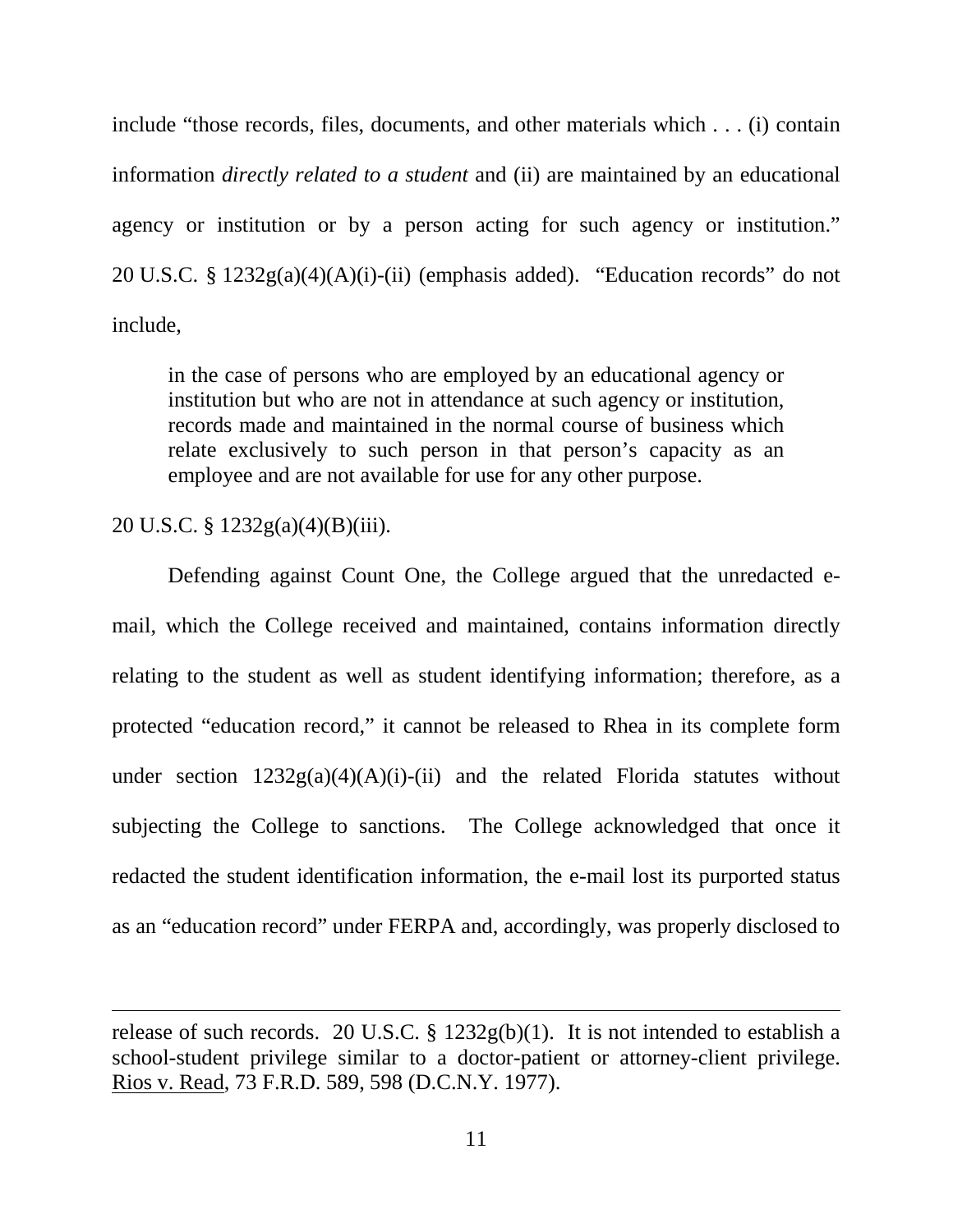include "those records, files, documents, and other materials which . . . (i) contain information *directly related to a student* and (ii) are maintained by an educational agency or institution or by a person acting for such agency or institution." 20 U.S.C. § 1232g(a)(4)(A)(i)-(ii) (emphasis added). "Education records" do not include,

> in the case of persons who are employed by an educational agency or institution but who are not in attendance at such agency or institution, records made and maintained in the normal course of business which relate exclusively to such person in that person's capacity as an employee and are not available for use for any other purpose.

20 U.S.C. § 1232g(a)(4)(B)(iii).

Defending against Count One, the College argued that the unredacted e-mail, which the College received and maintained, contains information directly relating to the student as well as student identifying information; therefore, as a protected "education record," it cannot be released to Rhea in its complete form under section 1232g(a)(4)(A)(i)-(ii) and the related Florida statutes without subjecting the College to sanctions. The College acknowledged that once it redacted the student identification information, the e-mail lost its purported status as an "education record" under FERPA and, accordingly, was properly disclosed to

---

release of such records. 20 U.S.C. § 1232g(b)(1). It is not intended to establish a school-student privilege similar to a doctor-patient or attorney-client privilege. Rios v. Read, 73 F.R.D. 589, 598 (D.C.N.Y. 1977).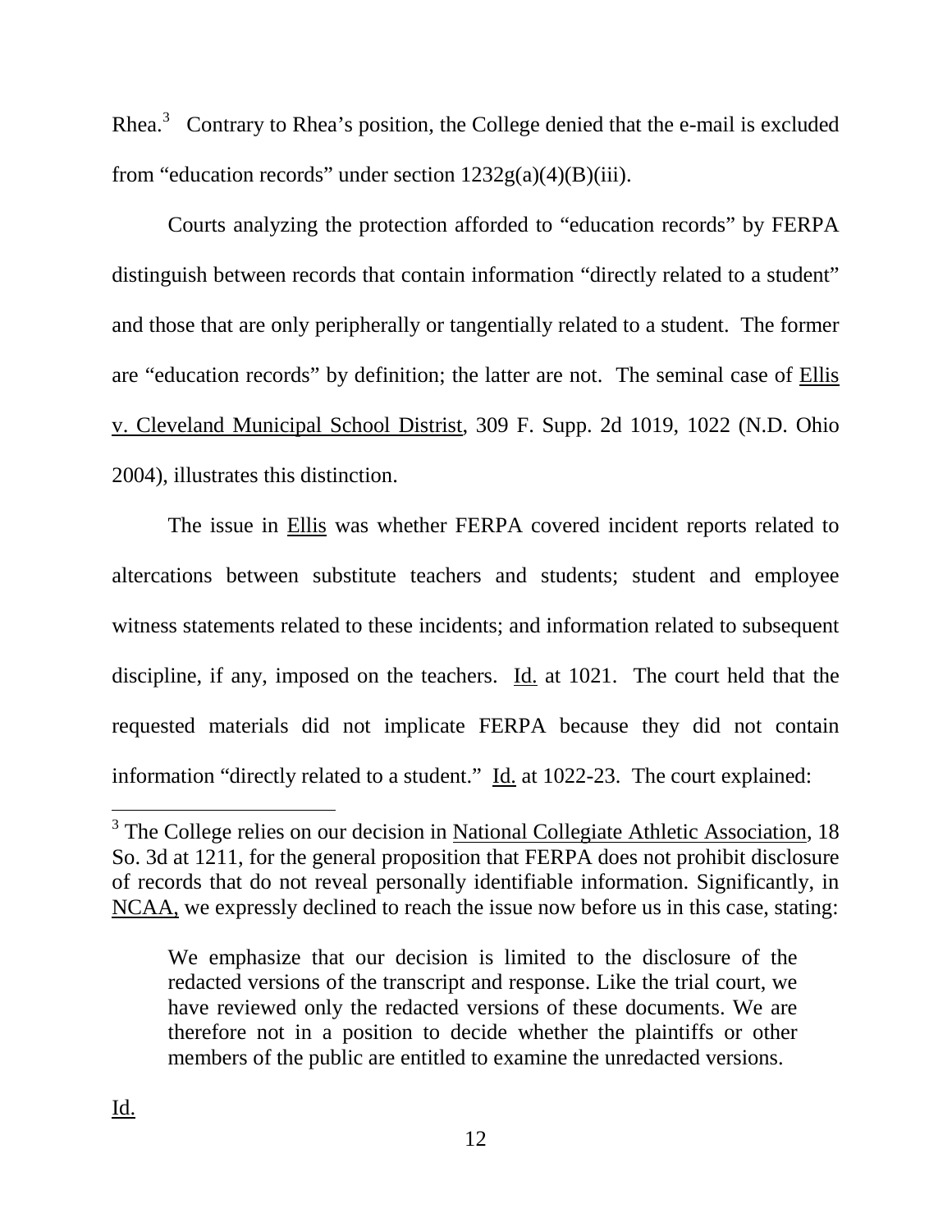Rhea.[3] Contrary to Rhea's position, the College denied that the e-mail is excluded from "education records" under section 1232g(a)(4)(B)(iii).

Courts analyzing the protection afforded to "education records" by FERPA distinguish between records that contain information "directly related to a student" and those that are only peripherally or tangentially related to a student. The former are "education records" by definition; the latter are not. The seminal case of Ellis v. Cleveland Municipal School Distrist, 309 F. Supp. 2d 1019, 1022 (N.D. Ohio 2004), illustrates this distinction.

The issue in Ellis was whether FERPA covered incident reports related to altercations between substitute teachers and students; student and employee witness statements related to these incidents; and information related to subsequent discipline, if any, imposed on the teachers. Id. at 1021. The court held that the requested materials did not implicate FERPA because they did not contain information "directly related to a student." Id. at 1022-23. The court explained:

---

[3] The College relies on our decision in National Collegiate Athletic Association, 18 So. 3d at 1211, for the general proposition that FERPA does not prohibit disclosure of records that do not reveal personally identifiable information. Significantly, in NCAA, we expressly declined to reach the issue now before us in this case, stating:

> We emphasize that our decision is limited to the disclosure of the redacted versions of the transcript and response. Like the trial court, we have reviewed only the redacted versions of these documents. We are therefore not in a position to decide whether the plaintiffs or other members of the public are entitled to examine the unredacted versions.

Id.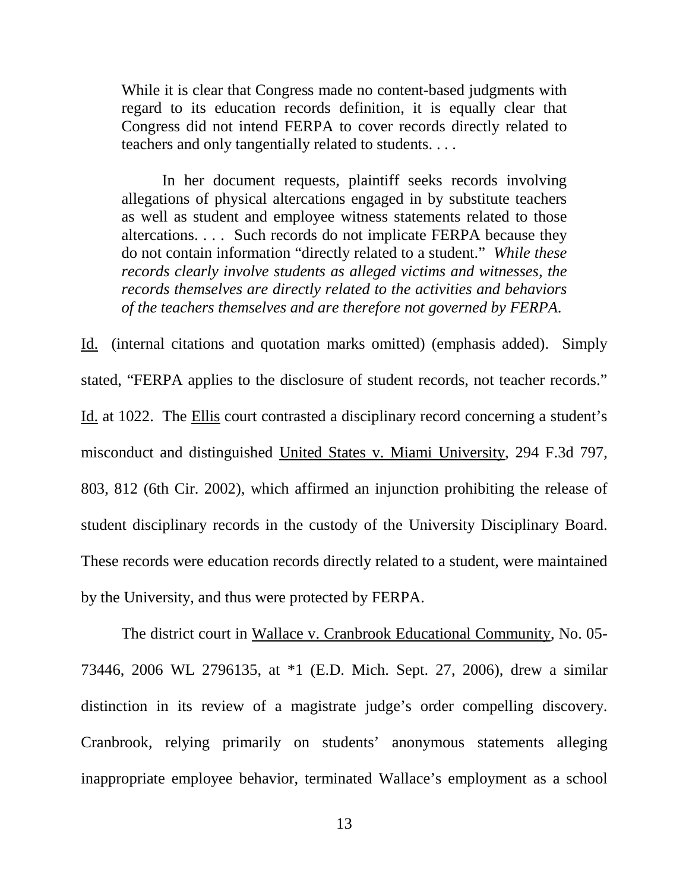> While it is clear that Congress made no content-based judgments with regard to its education records definition, it is equally clear that Congress did not intend FERPA to cover records directly related to teachers and only tangentially related to students. . . .
>
> In her document requests, plaintiff seeks records involving allegations of physical altercations engaged in by substitute teachers as well as student and employee witness statements related to those altercations. . . . Such records do not implicate FERPA because they do not contain information "directly related to a student." *While these records clearly involve students as alleged victims and witnesses, the records themselves are directly related to the activities and behaviors of the teachers themselves and are therefore not governed by FERPA.*

Id. (internal citations and quotation marks omitted) (emphasis added). Simply stated, "FERPA applies to the disclosure of student records, not teacher records." Id. at 1022. The Ellis court contrasted a disciplinary record concerning a student's misconduct and distinguished United States v. Miami University, 294 F.3d 797, 803, 812 (6th Cir. 2002), which affirmed an injunction prohibiting the release of student disciplinary records in the custody of the University Disciplinary Board. These records were education records directly related to a student, were maintained by the University, and thus were protected by FERPA.

The district court in Wallace v. Cranbrook Educational Community, No. 05-73446, 2006 WL 2796135, at *1 (E.D. Mich. Sept. 27, 2006), drew a similar distinction in its review of a magistrate judge's order compelling discovery. Cranbrook, relying primarily on students' anonymous statements alleging inappropriate employee behavior, terminated Wallace's employment as a school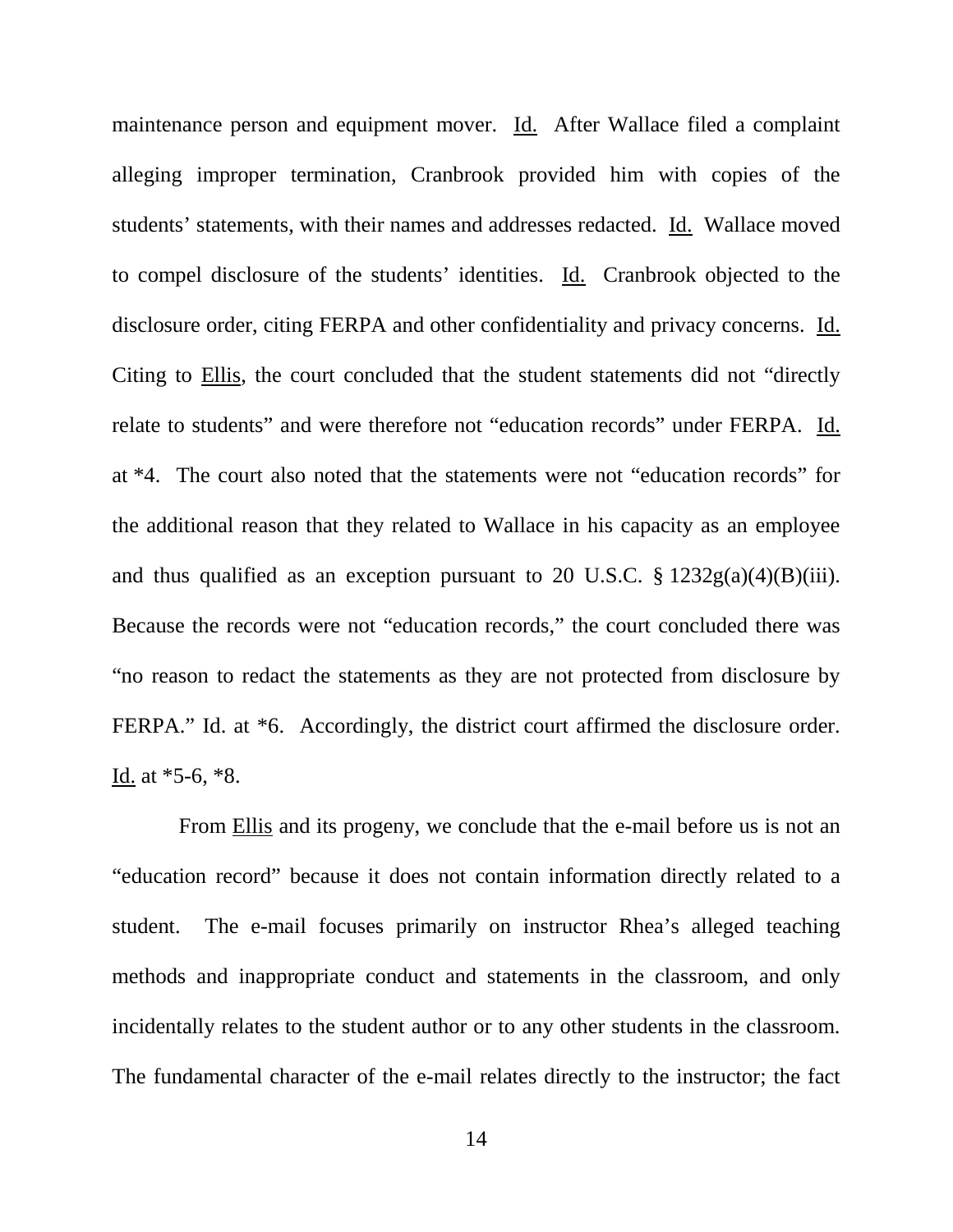maintenance person and equipment mover. Id. After Wallace filed a complaint alleging improper termination, Cranbrook provided him with copies of the students' statements, with their names and addresses redacted. Id. Wallace moved to compel disclosure of the students' identities. Id. Cranbrook objected to the disclosure order, citing FERPA and other confidentiality and privacy concerns. Id. Citing to Ellis, the court concluded that the student statements did not "directly relate to students" and were therefore not "education records" under FERPA. Id. at *4. The court also noted that the statements were not "education records" for the additional reason that they related to Wallace in his capacity as an employee and thus qualified as an exception pursuant to 20 U.S.C. § 1232g(a)(4)(B)(iii). Because the records were not "education records," the court concluded there was "no reason to redact the statements as they are not protected from disclosure by FERPA." Id. at *6. Accordingly, the district court affirmed the disclosure order. Id. at *5-6, *8.

From Ellis and its progeny, we conclude that the e-mail before us is not an "education record" because it does not contain information directly related to a student. The e-mail focuses primarily on instructor Rhea's alleged teaching methods and inappropriate conduct and statements in the classroom, and only incidentally relates to the student author or to any other students in the classroom. The fundamental character of the e-mail relates directly to the instructor; the fact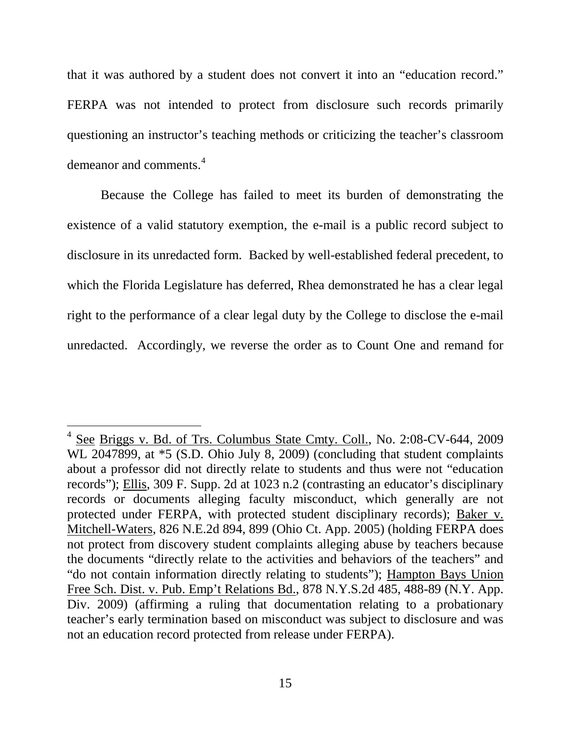that it was authored by a student does not convert it into an "education record." FERPA was not intended to protect from disclosure such records primarily questioning an instructor's teaching methods or criticizing the teacher's classroom demeanor and comments.[4]

Because the College has failed to meet its burden of demonstrating the existence of a valid statutory exemption, the e-mail is a public record subject to disclosure in its unredacted form. Backed by well-established federal precedent, to which the Florida Legislature has deferred, Rhea demonstrated he has a clear legal right to the performance of a clear legal duty by the College to disclose the e-mail unredacted. Accordingly, we reverse the order as to Count One and remand for

---

[4] See Briggs v. Bd. of Trs. Columbus State Cmty. Coll., No. 2:08-CV-644, 2009 WL 2047899, at *5 (S.D. Ohio July 8, 2009) (concluding that student complaints about a professor did not directly relate to students and thus were not "education records"); Ellis, 309 F. Supp. 2d at 1023 n.2 (contrasting an educator's disciplinary records or documents alleging faculty misconduct, which generally are not protected under FERPA, with protected student disciplinary records); Baker v. Mitchell-Waters, 826 N.E.2d 894, 899 (Ohio Ct. App. 2005) (holding FERPA does not protect from discovery student complaints alleging abuse by teachers because the documents "directly relate to the activities and behaviors of the teachers" and "do not contain information directly relating to students"); Hampton Bays Union Free Sch. Dist. v. Pub. Emp't Relations Bd., 878 N.Y.S.2d 485, 488-89 (N.Y. App. Div. 2009) (affirming a ruling that documentation relating to a probationary teacher's early termination based on misconduct was subject to disclosure and was not an education record protected from release under FERPA).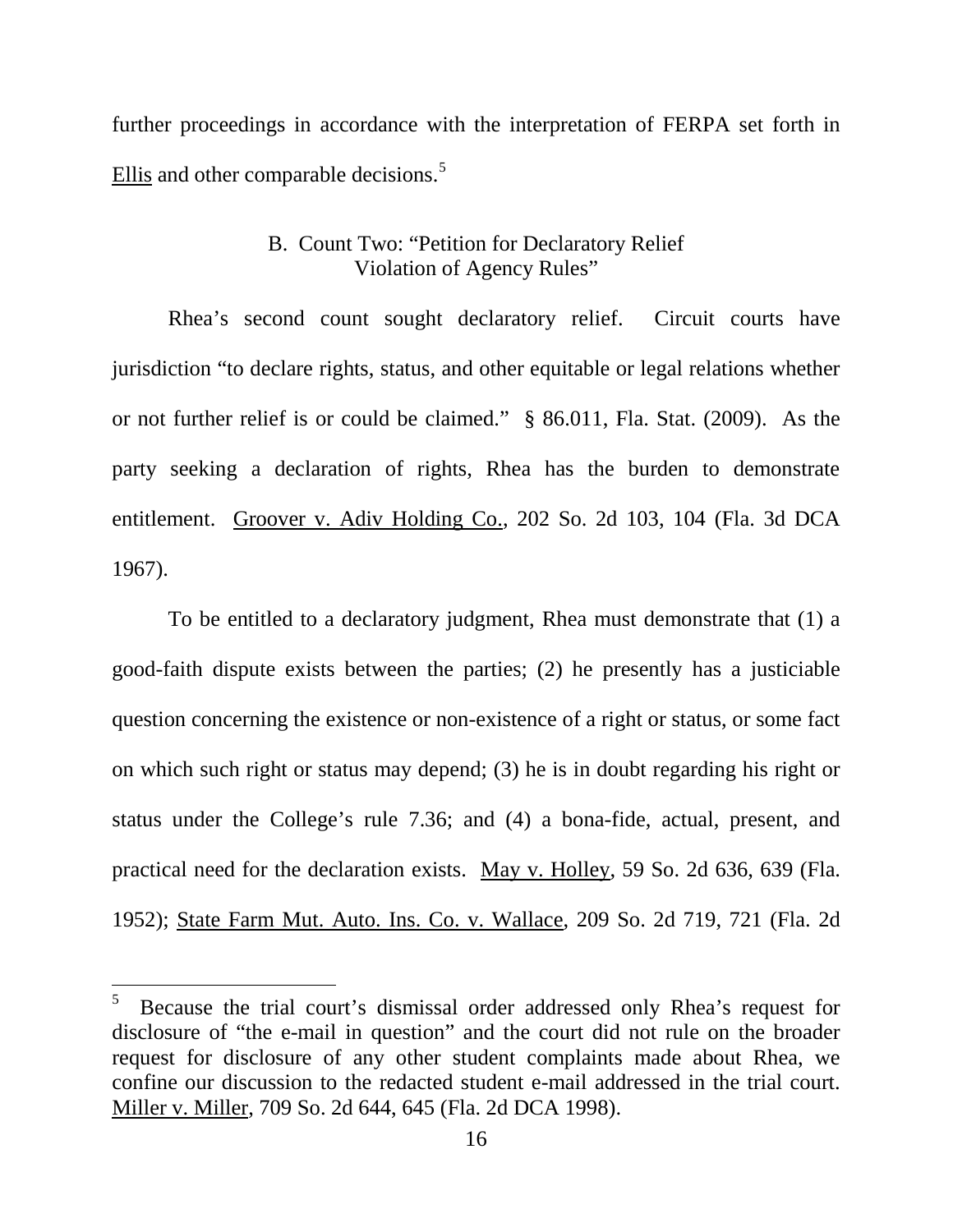further proceedings in accordance with the interpretation of FERPA set forth in Ellis and other comparable decisions.[5]

### B. Count Two: "Petition for Declaratory Relief Violation of Agency Rules"

Rhea's second count sought declaratory relief. Circuit courts have jurisdiction "to declare rights, status, and other equitable or legal relations whether or not further relief is or could be claimed." § 86.011, Fla. Stat. (2009). As the party seeking a declaration of rights, Rhea has the burden to demonstrate entitlement. Groover v. Adiv Holding Co., 202 So. 2d 103, 104 (Fla. 3d DCA 1967).

To be entitled to a declaratory judgment, Rhea must demonstrate that (1) a good-faith dispute exists between the parties; (2) he presently has a justiciable question concerning the existence or non-existence of a right or status, or some fact on which such right or status may depend; (3) he is in doubt regarding his right or status under the College's rule 7.36; and (4) a bona-fide, actual, present, and practical need for the declaration exists. May v. Holley, 59 So. 2d 636, 639 (Fla. 1952); State Farm Mut. Auto. Ins. Co. v. Wallace, 209 So. 2d 719, 721 (Fla. 2d

---

[5] Because the trial court's dismissal order addressed only Rhea's request for disclosure of "the e-mail in question" and the court did not rule on the broader request for disclosure of any other student complaints made about Rhea, we confine our discussion to the redacted student e-mail addressed in the trial court. Miller v. Miller, 709 So. 2d 644, 645 (Fla. 2d DCA 1998).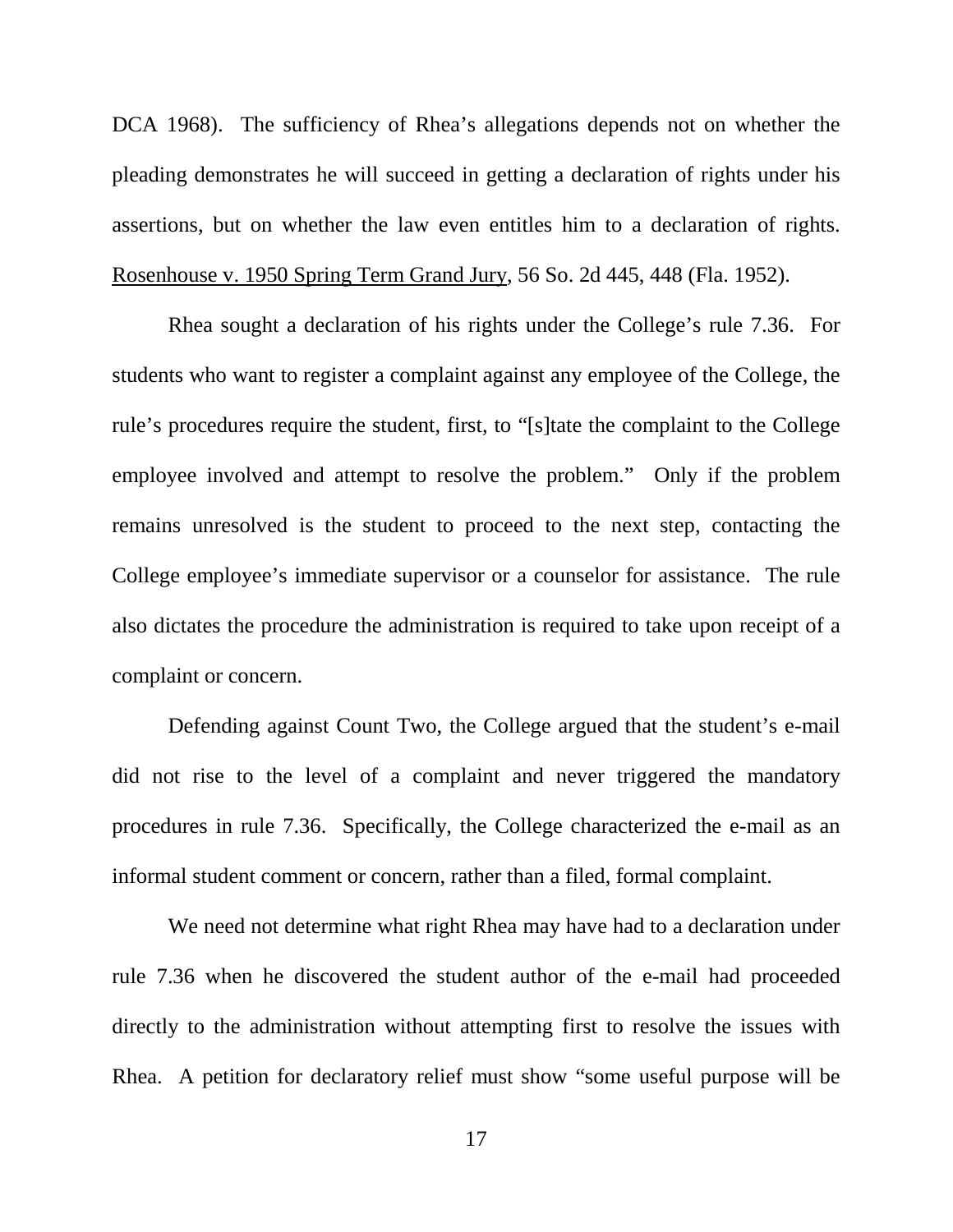DCA 1968). The sufficiency of Rhea's allegations depends not on whether the pleading demonstrates he will succeed in getting a declaration of rights under his assertions, but on whether the law even entitles him to a declaration of rights. Rosenhouse v. 1950 Spring Term Grand Jury, 56 So. 2d 445, 448 (Fla. 1952).

Rhea sought a declaration of his rights under the College's rule 7.36. For students who want to register a complaint against any employee of the College, the rule's procedures require the student, first, to "[s]tate the complaint to the College employee involved and attempt to resolve the problem." Only if the problem remains unresolved is the student to proceed to the next step, contacting the College employee's immediate supervisor or a counselor for assistance. The rule also dictates the procedure the administration is required to take upon receipt of a complaint or concern.

Defending against Count Two, the College argued that the student's e-mail did not rise to the level of a complaint and never triggered the mandatory procedures in rule 7.36. Specifically, the College characterized the e-mail as an informal student comment or concern, rather than a filed, formal complaint.

We need not determine what right Rhea may have had to a declaration under rule 7.36 when he discovered the student author of the e-mail had proceeded directly to the administration without attempting first to resolve the issues with Rhea. A petition for declaratory relief must show "some useful purpose will be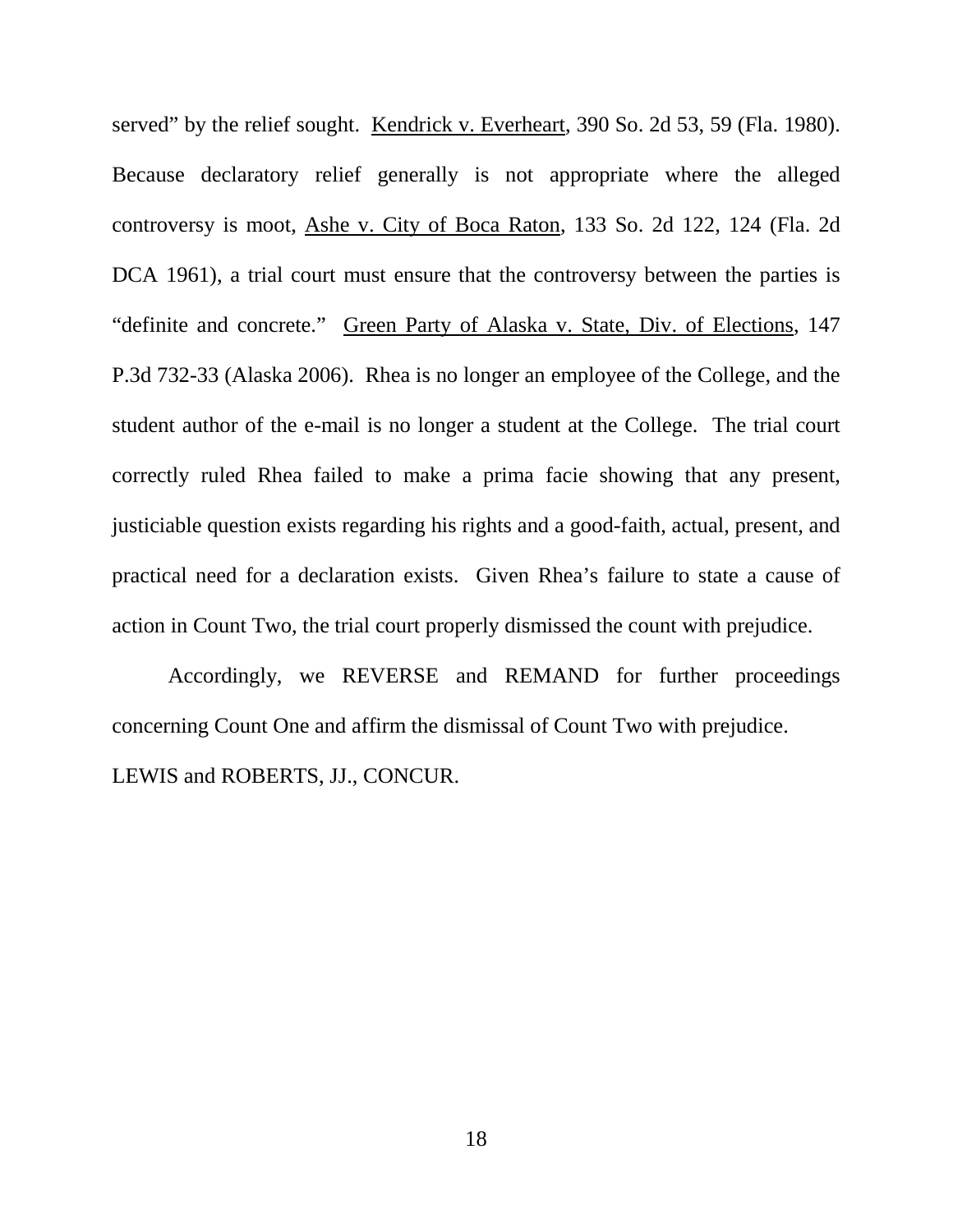served" by the relief sought. Kendrick v. Everheart, 390 So. 2d 53, 59 (Fla. 1980). Because declaratory relief generally is not appropriate where the alleged controversy is moot, Ashe v. City of Boca Raton, 133 So. 2d 122, 124 (Fla. 2d DCA 1961), a trial court must ensure that the controversy between the parties is "definite and concrete." Green Party of Alaska v. State, Div. of Elections, 147 P.3d 732-33 (Alaska 2006). Rhea is no longer an employee of the College, and the student author of the e-mail is no longer a student at the College. The trial court correctly ruled Rhea failed to make a prima facie showing that any present, justiciable question exists regarding his rights and a good-faith, actual, present, and practical need for a declaration exists. Given Rhea's failure to state a cause of action in Count Two, the trial court properly dismissed the count with prejudice.

Accordingly, we REVERSE and REMAND for further proceedings concerning Count One and affirm the dismissal of Count Two with prejudice.

LEWIS and ROBERTS, JJ., CONCUR.